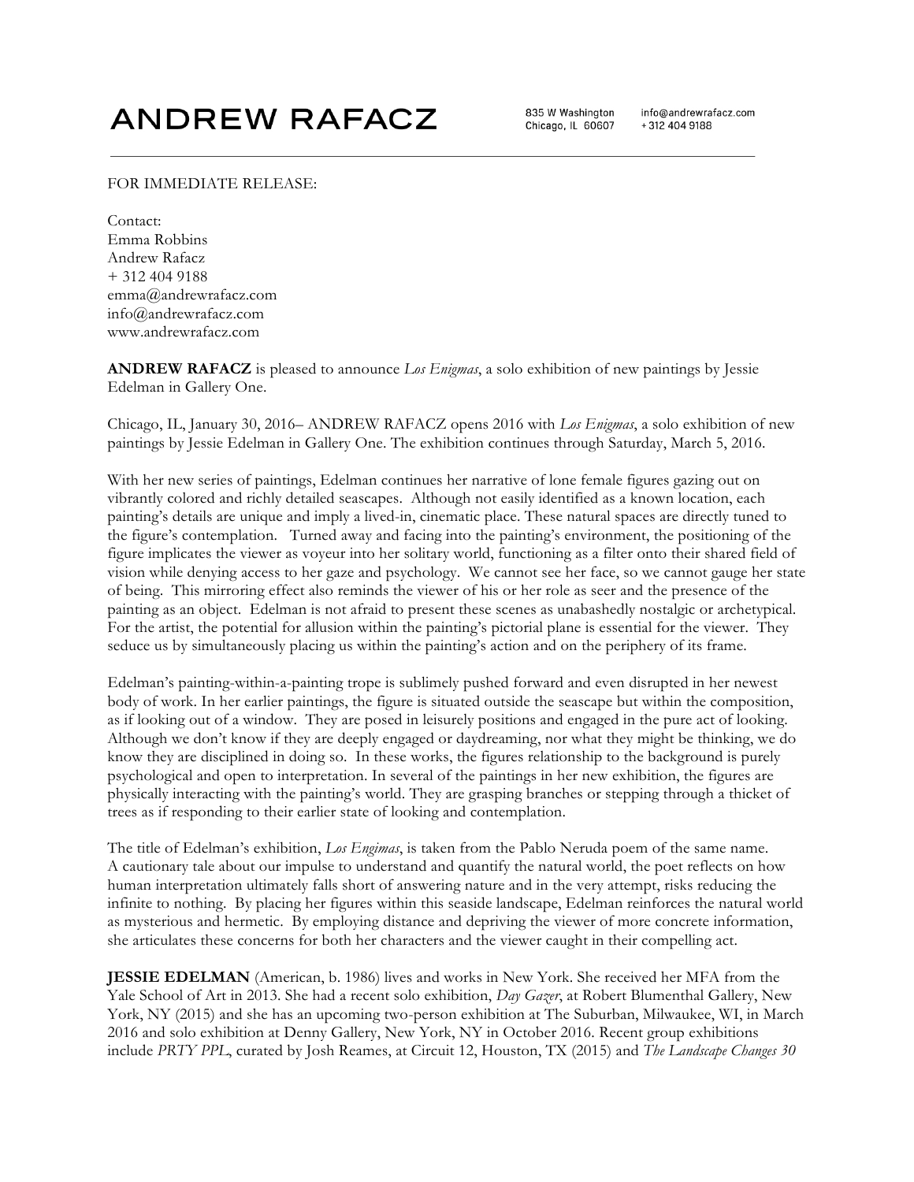# ANDREW RAFACZ

835 W Washington
Chicago, IL 60607

info@andrewrafacz.com
+312 404 9188

FOR IMMEDIATE RELEASE:

Contact:
Emma Robbins
Andrew Rafacz
+ 312 404 9188
emma@andrewrafacz.com
info@andrewrafacz.com
www.andrewrafacz.com

**ANDREW RAFACZ** is pleased to announce *Los Enigmas*, a solo exhibition of new paintings by Jessie Edelman in Gallery One.

Chicago, IL, January 30, 2016– ANDREW RAFACZ opens 2016 with *Los Enigmas*, a solo exhibition of new paintings by Jessie Edelman in Gallery One. The exhibition continues through Saturday, March 5, 2016.

With her new series of paintings, Edelman continues her narrative of lone female figures gazing out on vibrantly colored and richly detailed seascapes. Although not easily identified as a known location, each painting's details are unique and imply a lived-in, cinematic place. These natural spaces are directly tuned to the figure's contemplation. Turned away and facing into the painting's environment, the positioning of the figure implicates the viewer as voyeur into her solitary world, functioning as a filter onto their shared field of vision while denying access to her gaze and psychology. We cannot see her face, so we cannot gauge her state of being. This mirroring effect also reminds the viewer of his or her role as seer and the presence of the painting as an object. Edelman is not afraid to present these scenes as unabashedly nostalgic or archetypical. For the artist, the potential for allusion within the painting's pictorial plane is essential for the viewer. They seduce us by simultaneously placing us within the painting's action and on the periphery of its frame.

Edelman's painting-within-a-painting trope is sublimely pushed forward and even disrupted in her newest body of work. In her earlier paintings, the figure is situated outside the seascape but within the composition, as if looking out of a window. They are posed in leisurely positions and engaged in the pure act of looking. Although we don't know if they are deeply engaged or daydreaming, nor what they might be thinking, we do know they are disciplined in doing so. In these works, the figures relationship to the background is purely psychological and open to interpretation. In several of the paintings in her new exhibition, the figures are physically interacting with the painting's world. They are grasping branches or stepping through a thicket of trees as if responding to their earlier state of looking and contemplation.

The title of Edelman's exhibition, *Los Engimas*, is taken from the Pablo Neruda poem of the same name. A cautionary tale about our impulse to understand and quantify the natural world, the poet reflects on how human interpretation ultimately falls short of answering nature and in the very attempt, risks reducing the infinite to nothing. By placing her figures within this seaside landscape, Edelman reinforces the natural world as mysterious and hermetic. By employing distance and depriving the viewer of more concrete information, she articulates these concerns for both her characters and the viewer caught in their compelling act.

**JESSIE EDELMAN** (American, b. 1986) lives and works in New York. She received her MFA from the Yale School of Art in 2013. She had a recent solo exhibition, *Day Gazer*, at Robert Blumenthal Gallery, New York, NY (2015) and she has an upcoming two-person exhibition at The Suburban, Milwaukee, WI, in March 2016 and solo exhibition at Denny Gallery, New York, NY in October 2016. Recent group exhibitions include *PRTY PPL*, curated by Josh Reames, at Circuit 12, Houston, TX (2015) and *The Landscape Changes 30*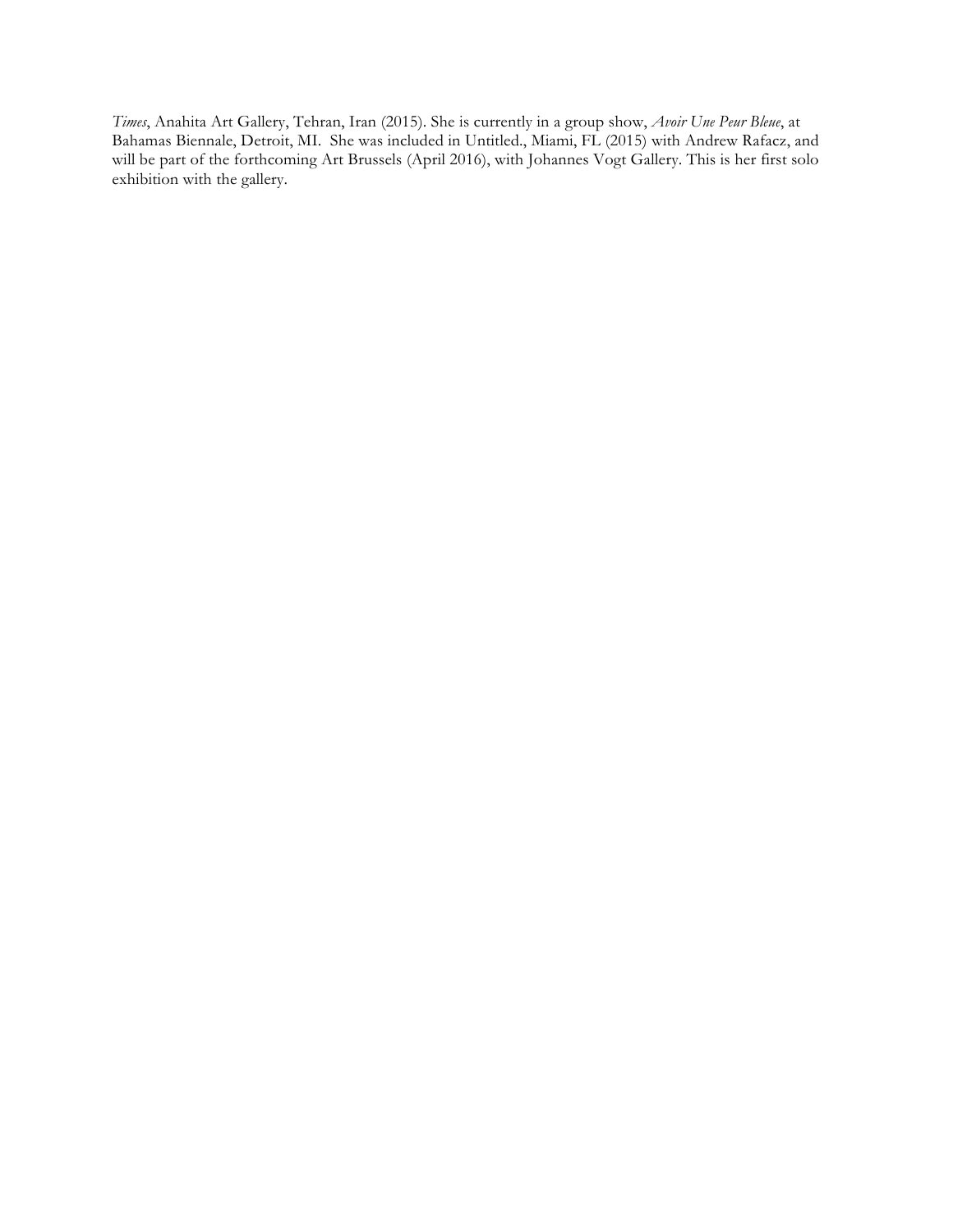*Times*, Anahita Art Gallery, Tehran, Iran (2015). She is currently in a group show, *Avoir Une Peur Bleue*, at Bahamas Biennale, Detroit, MI. She was included in Untitled., Miami, FL (2015) with Andrew Rafacz, and will be part of the forthcoming Art Brussels (April 2016), with Johannes Vogt Gallery. This is her first solo exhibition with the gallery.